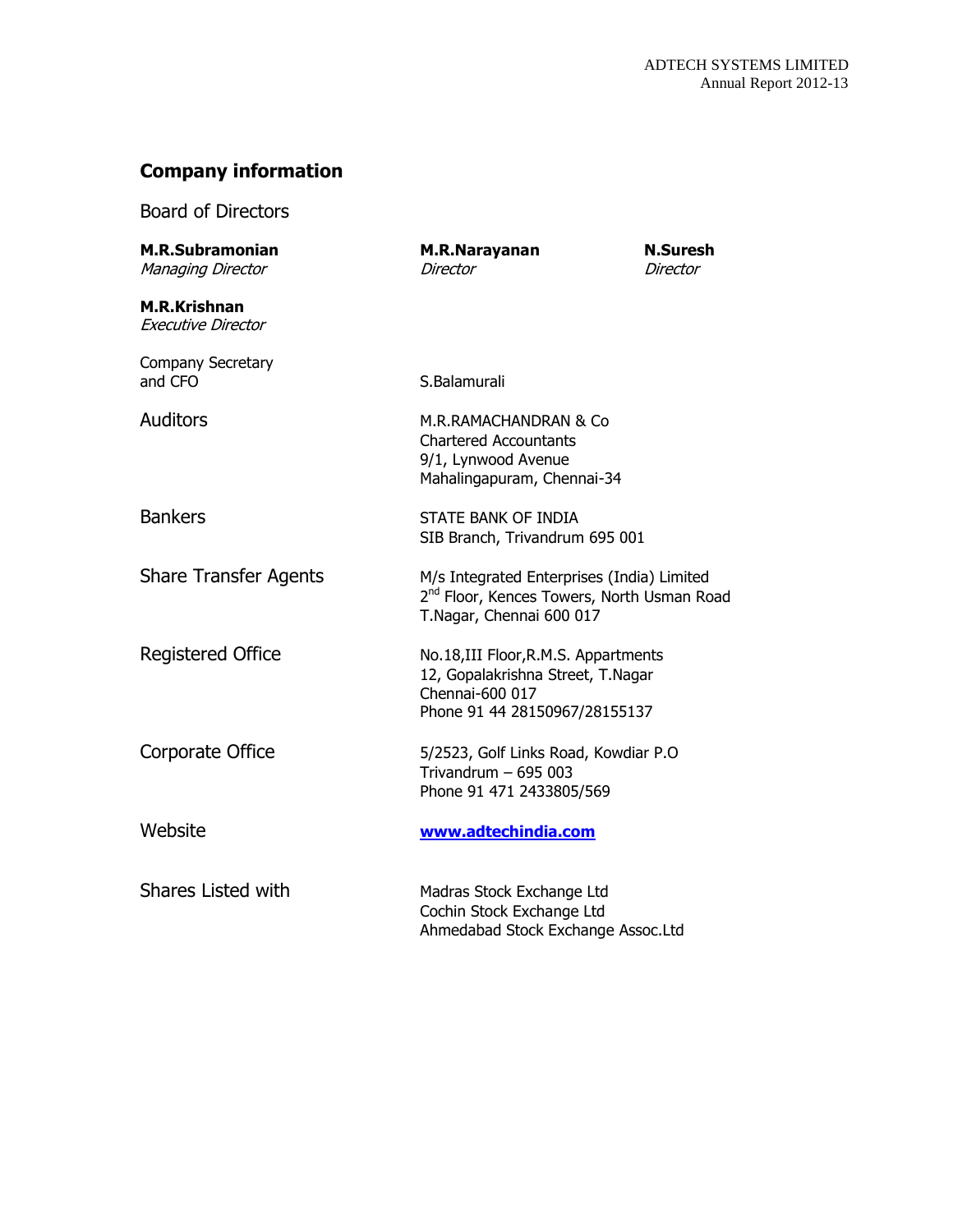## Company information

### Board of Directors

**M.R.Subramonian**
*Managing Director*

**M.R.Narayanan**
*Director*

**N.Suresh**
*Director*

**M.R.Krishnan**
*Executive Director*

| | |
|---|---|
| Company Secretary and CFO | S.Balamurali |
| Auditors | M.R.RAMACHANDRAN & Co<br>Chartered Accountants<br>9/1, Lynwood Avenue<br>Mahalingapuram, Chennai-34 |
| Bankers | STATE BANK OF INDIA<br>SIB Branch, Trivandrum 695 001 |
| Share Transfer Agents | M/s Integrated Enterprises (India) Limited<br>2nd Floor, Kences Towers, North Usman Road<br>T.Nagar, Chennai 600 017 |
| Registered Office | No.18,III Floor,R.M.S. Appartments<br>12, Gopalakrishna Street, T.Nagar<br>Chennai-600 017<br>Phone 91 44 28150967/28155137 |
| Corporate Office | 5/2523, Golf Links Road, Kowdiar P.O<br>Trivandrum – 695 003<br>Phone 91 471 2433805/569 |
| Website | **www.adtechindia.com** |
| Shares Listed with | Madras Stock Exchange Ltd<br>Cochin Stock Exchange Ltd<br>Ahmedabad Stock Exchange Assoc.Ltd |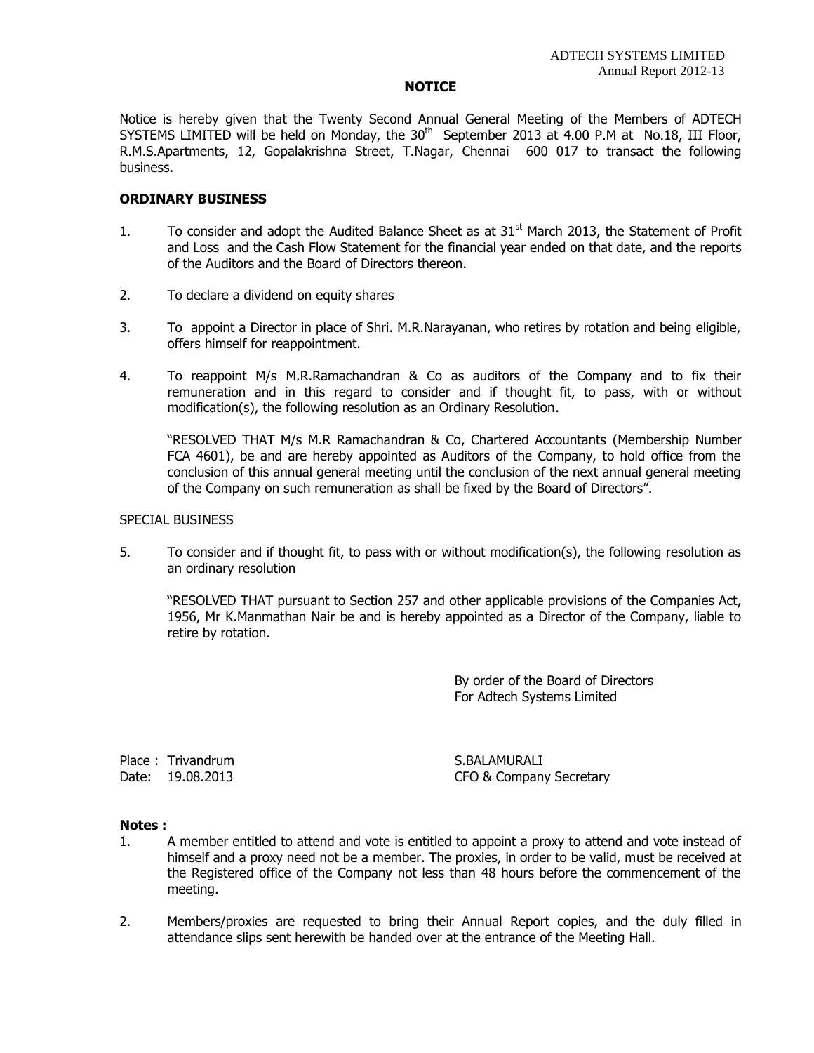## NOTICE

Notice is hereby given that the Twenty Second Annual General Meeting of the Members of ADTECH SYSTEMS LIMITED will be held on Monday, the 30th September 2013 at 4.00 P.M at No.18, III Floor, R.M.S.Apartments, 12, Gopalakrishna Street, T.Nagar, Chennai 600 017 to transact the following business.

### ORDINARY BUSINESS

1. To consider and adopt the Audited Balance Sheet as at 31st March 2013, the Statement of Profit and Loss and the Cash Flow Statement for the financial year ended on that date, and the reports of the Auditors and the Board of Directors thereon.

2. To declare a dividend on equity shares

3. To appoint a Director in place of Shri. M.R.Narayanan, who retires by rotation and being eligible, offers himself for reappointment.

4. To reappoint M/s M.R.Ramachandran & Co as auditors of the Company and to fix their remuneration and in this regard to consider and if thought fit, to pass, with or without modification(s), the following resolution as an Ordinary Resolution.

   "RESOLVED THAT M/s M.R Ramachandran & Co, Chartered Accountants (Membership Number FCA 4601), be and are hereby appointed as Auditors of the Company, to hold office from the conclusion of this annual general meeting until the conclusion of the next annual general meeting of the Company on such remuneration as shall be fixed by the Board of Directors".

### SPECIAL BUSINESS

5. To consider and if thought fit, to pass with or without modification(s), the following resolution as an ordinary resolution

   "RESOLVED THAT pursuant to Section 257 and other applicable provisions of the Companies Act, 1956, Mr K.Manmathan Nair be and is hereby appointed as a Director of the Company, liable to retire by rotation.

By order of the Board of Directors
For Adtech Systems Limited

Place : Trivandrum
Date: 19.08.2013

S.BALAMURALI
CFO & Company Secretary

**Notes :**

1. A member entitled to attend and vote is entitled to appoint a proxy to attend and vote instead of himself and a proxy need not be a member. The proxies, in order to be valid, must be received at the Registered office of the Company not less than 48 hours before the commencement of the meeting.

2. Members/proxies are requested to bring their Annual Report copies, and the duly filled in attendance slips sent herewith be handed over at the entrance of the Meeting Hall.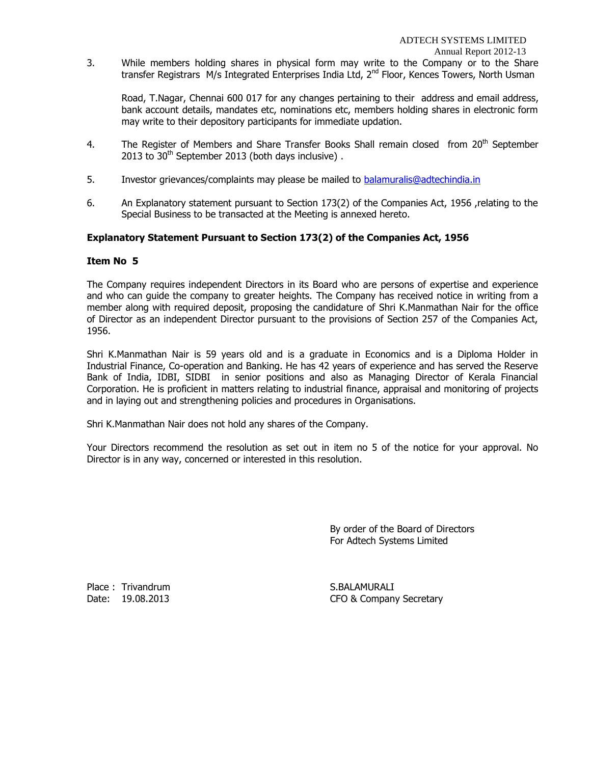3. While members holding shares in physical form may write to the Company or to the Share transfer Registrars M/s Integrated Enterprises India Ltd, 2nd Floor, Kences Towers, North Usman Road, T.Nagar, Chennai 600 017 for any changes pertaining to their address and email address, bank account details, mandates etc, nominations etc, members holding shares in electronic form may write to their depository participants for immediate updation.

4. The Register of Members and Share Transfer Books Shall remain closed from 20th September 2013 to 30th September 2013 (both days inclusive) .

5. Investor grievances/complaints may please be mailed to balamuralis@adtechindia.in

6. An Explanatory statement pursuant to Section 173(2) of the Companies Act, 1956 ,relating to the Special Business to be transacted at the Meeting is annexed hereto.

**Explanatory Statement Pursuant to Section 173(2) of the Companies Act, 1956**

**Item No 5**

The Company requires independent Directors in its Board who are persons of expertise and experience and who can guide the company to greater heights. The Company has received notice in writing from a member along with required deposit, proposing the candidature of Shri K.Manmathan Nair for the office of Director as an independent Director pursuant to the provisions of Section 257 of the Companies Act, 1956.

Shri K.Manmathan Nair is 59 years old and is a graduate in Economics and is a Diploma Holder in Industrial Finance, Co-operation and Banking. He has 42 years of experience and has served the Reserve Bank of India, IDBI, SIDBI in senior positions and also as Managing Director of Kerala Financial Corporation. He is proficient in matters relating to industrial finance, appraisal and monitoring of projects and in laying out and strengthening policies and procedures in Organisations.

Shri K.Manmathan Nair does not hold any shares of the Company.

Your Directors recommend the resolution as set out in item no 5 of the notice for your approval. No Director is in any way, concerned or interested in this resolution.

By order of the Board of Directors
For Adtech Systems Limited

Place : Trivandrum
Date: 19.08.2013

S.BALAMURALI
CFO & Company Secretary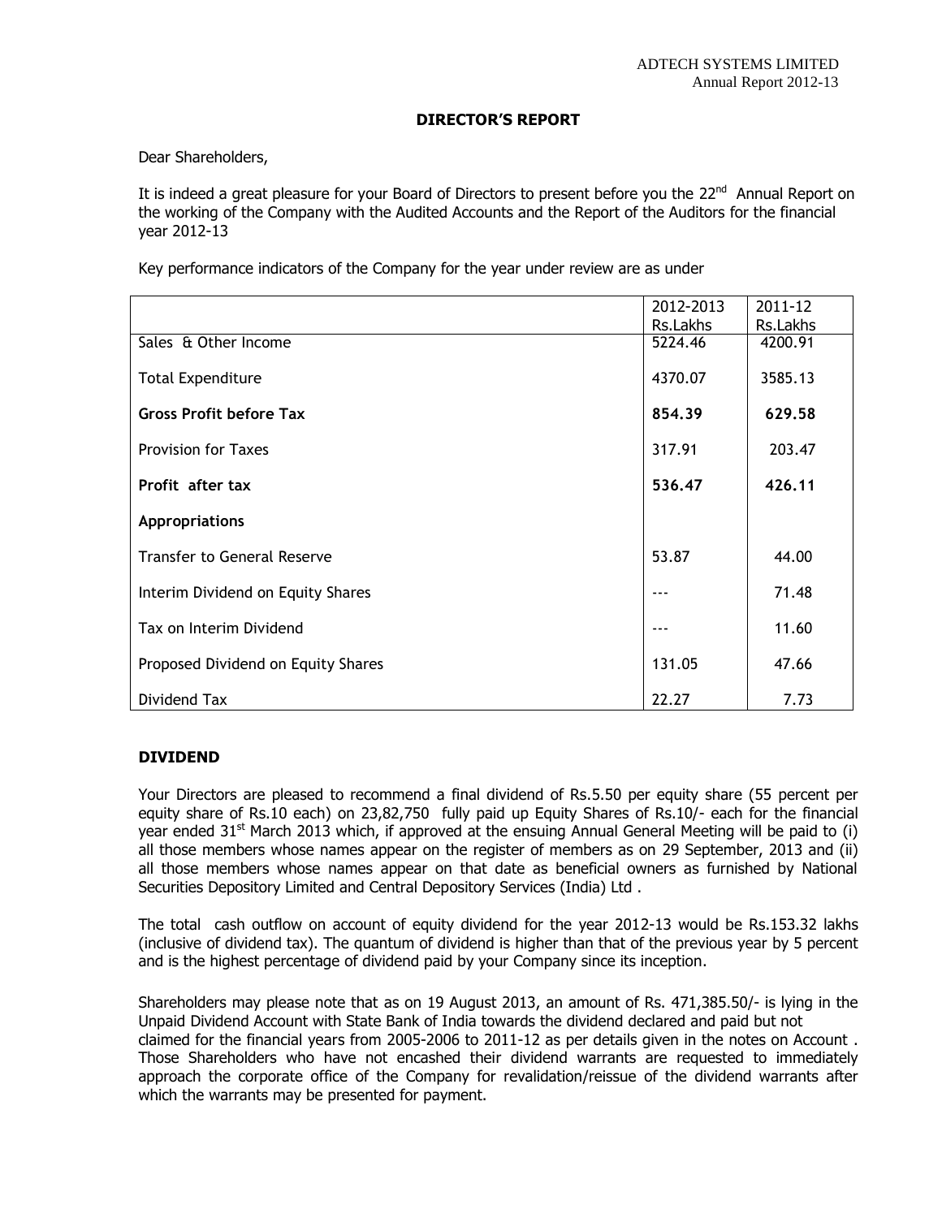## DIRECTOR'S REPORT

Dear Shareholders,

It is indeed a great pleasure for your Board of Directors to present before you the 22nd Annual Report on the working of the Company with the Audited Accounts and the Report of the Auditors for the financial year 2012-13

Key performance indicators of the Company for the year under review are as under

| | 2012-2013 Rs.Lakhs | 2011-12 Rs.Lakhs |
|---|---|---|
| Sales & Other Income | 5224.46 | 4200.91 |
| Total Expenditure | 4370.07 | 3585.13 |
| **Gross Profit before Tax** | **854.39** | **629.58** |
| Provision for Taxes | 317.91 | 203.47 |
| **Profit after tax** | **536.47** | **426.11** |
| **Appropriations** | | |
| Transfer to General Reserve | 53.87 | 44.00 |
| Interim Dividend on Equity Shares | --- | 71.48 |
| Tax on Interim Dividend | --- | 11.60 |
| Proposed Dividend on Equity Shares | 131.05 | 47.66 |
| Dividend Tax | 22.27 | 7.73 |

### DIVIDEND

Your Directors are pleased to recommend a final dividend of Rs.5.50 per equity share (55 percent per equity share of Rs.10 each) on 23,82,750 fully paid up Equity Shares of Rs.10/- each for the financial year ended 31st March 2013 which, if approved at the ensuing Annual General Meeting will be paid to (i) all those members whose names appear on the register of members as on 29 September, 2013 and (ii) all those members whose names appear on that date as beneficial owners as furnished by National Securities Depository Limited and Central Depository Services (India) Ltd .

The total cash outflow on account of equity dividend for the year 2012-13 would be Rs.153.32 lakhs (inclusive of dividend tax). The quantum of dividend is higher than that of the previous year by 5 percent and is the highest percentage of dividend paid by your Company since its inception.

Shareholders may please note that as on 19 August 2013, an amount of Rs. 471,385.50/- is lying in the Unpaid Dividend Account with State Bank of India towards the dividend declared and paid but not claimed for the financial years from 2005-2006 to 2011-12 as per details given in the notes on Account . Those Shareholders who have not encashed their dividend warrants are requested to immediately approach the corporate office of the Company for revalidation/reissue of the dividend warrants after which the warrants may be presented for payment.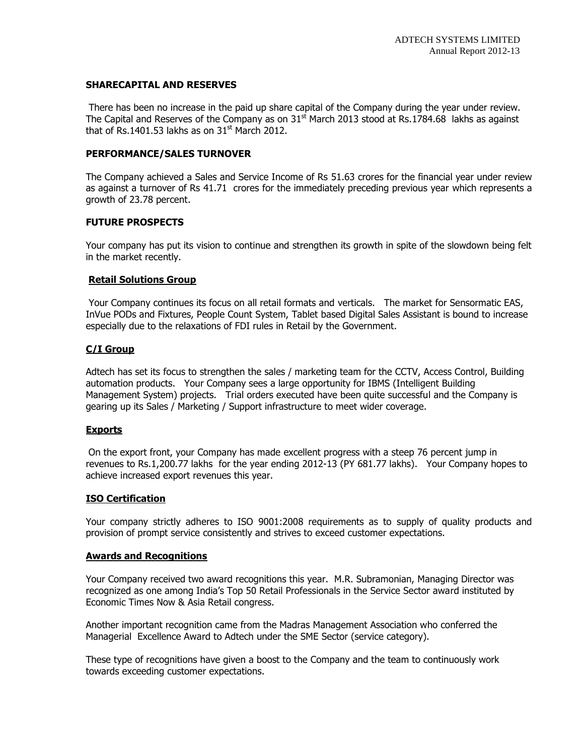### SHARECAPITAL AND RESERVES

There has been no increase in the paid up share capital of the Company during the year under review. The Capital and Reserves of the Company as on 31st March 2013 stood at Rs.1784.68 lakhs as against that of Rs.1401.53 lakhs as on 31st March 2012.

### PERFORMANCE/SALES TURNOVER

The Company achieved a Sales and Service Income of Rs 51.63 crores for the financial year under review as against a turnover of Rs 41.71 crores for the immediately preceding previous year which represents a growth of 23.78 percent.

### FUTURE PROSPECTS

Your company has put its vision to continue and strengthen its growth in spite of the slowdown being felt in the market recently.

#### Retail Solutions Group

Your Company continues its focus on all retail formats and verticals. The market for Sensormatic EAS, InVue PODs and Fixtures, People Count System, Tablet based Digital Sales Assistant is bound to increase especially due to the relaxations of FDI rules in Retail by the Government.

#### C/I Group

Adtech has set its focus to strengthen the sales / marketing team for the CCTV, Access Control, Building automation products. Your Company sees a large opportunity for IBMS (Intelligent Building Management System) projects. Trial orders executed have been quite successful and the Company is gearing up its Sales / Marketing / Support infrastructure to meet wider coverage.

#### Exports

On the export front, your Company has made excellent progress with a steep 76 percent jump in revenues to Rs.1,200.77 lakhs for the year ending 2012-13 (PY 681.77 lakhs). Your Company hopes to achieve increased export revenues this year.

#### ISO Certification

Your company strictly adheres to ISO 9001:2008 requirements as to supply of quality products and provision of prompt service consistently and strives to exceed customer expectations.

#### Awards and Recognitions

Your Company received two award recognitions this year. M.R. Subramonian, Managing Director was recognized as one among India's Top 50 Retail Professionals in the Service Sector award instituted by Economic Times Now & Asia Retail congress.

Another important recognition came from the Madras Management Association who conferred the Managerial Excellence Award to Adtech under the SME Sector (service category).

These type of recognitions have given a boost to the Company and the team to continuously work towards exceeding customer expectations.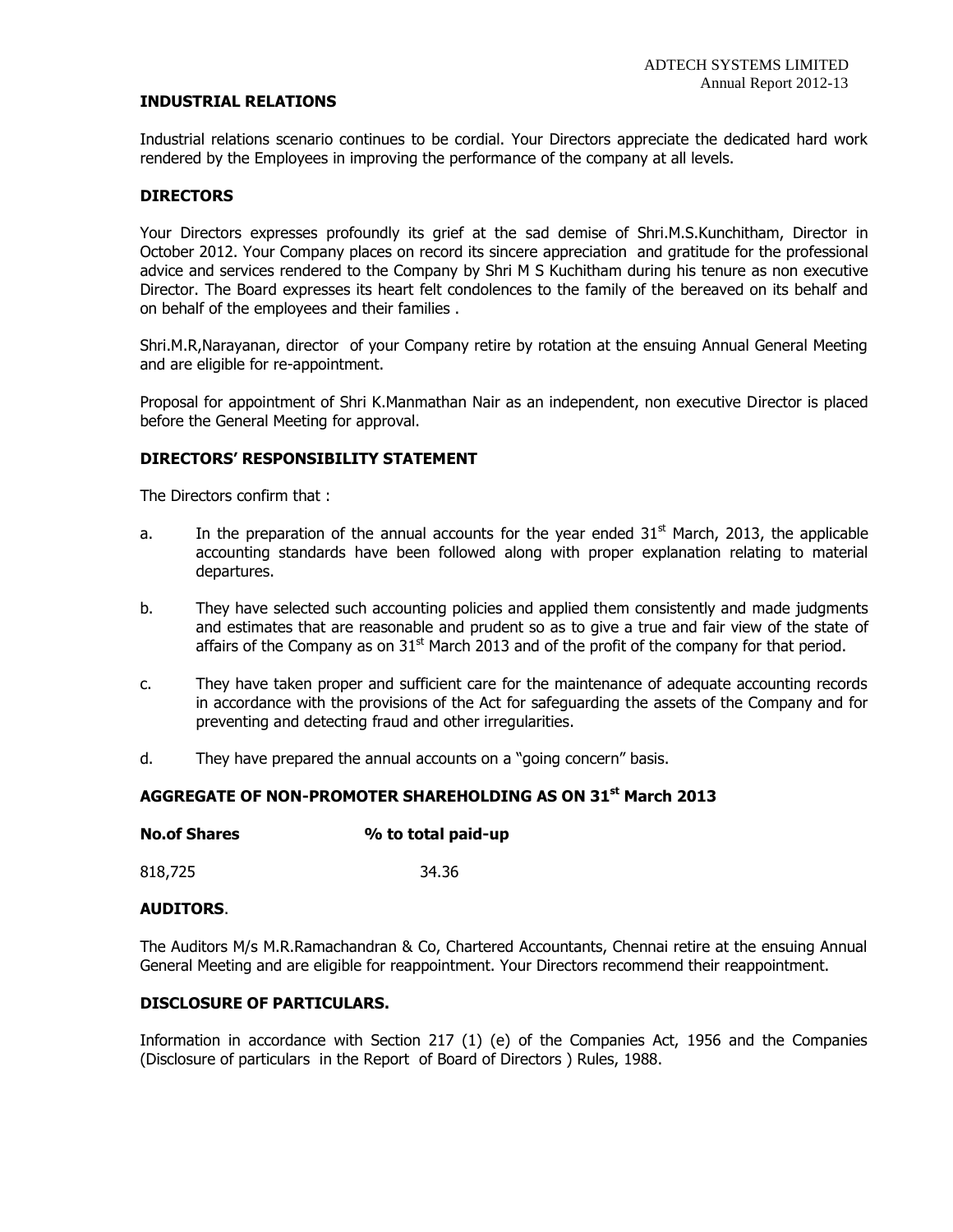## INDUSTRIAL RELATIONS

Industrial relations scenario continues to be cordial. Your Directors appreciate the dedicated hard work rendered by the Employees in improving the performance of the company at all levels.

## DIRECTORS

Your Directors expresses profoundly its grief at the sad demise of Shri.M.S.Kunchitham, Director in October 2012. Your Company places on record its sincere appreciation and gratitude for the professional advice and services rendered to the Company by Shri M S Kuchitham during his tenure as non executive Director. The Board expresses its heart felt condolences to the family of the bereaved on its behalf and on behalf of the employees and their families .

Shri.M.R,Narayanan, director of your Company retire by rotation at the ensuing Annual General Meeting and are eligible for re-appointment.

Proposal for appointment of Shri K.Manmathan Nair as an independent, non executive Director is placed before the General Meeting for approval.

## DIRECTORS' RESPONSIBILITY STATEMENT

The Directors confirm that :

a. In the preparation of the annual accounts for the year ended 31st March, 2013, the applicable accounting standards have been followed along with proper explanation relating to material departures.

b. They have selected such accounting policies and applied them consistently and made judgments and estimates that are reasonable and prudent so as to give a true and fair view of the state of affairs of the Company as on 31st March 2013 and of the profit of the company for that period.

c. They have taken proper and sufficient care for the maintenance of adequate accounting records in accordance with the provisions of the Act for safeguarding the assets of the Company and for preventing and detecting fraud and other irregularities.

d. They have prepared the annual accounts on a "going concern" basis.

## AGGREGATE OF NON-PROMOTER SHAREHOLDING AS ON 31st March 2013

| No.of Shares | % to total paid-up |
|---|---|
| 818,725 | 34.36 |

## AUDITORS.

The Auditors M/s M.R.Ramachandran & Co, Chartered Accountants, Chennai retire at the ensuing Annual General Meeting and are eligible for reappointment. Your Directors recommend their reappointment.

## DISCLOSURE OF PARTICULARS.

Information in accordance with Section 217 (1) (e) of the Companies Act, 1956 and the Companies (Disclosure of particulars in the Report of Board of Directors ) Rules, 1988.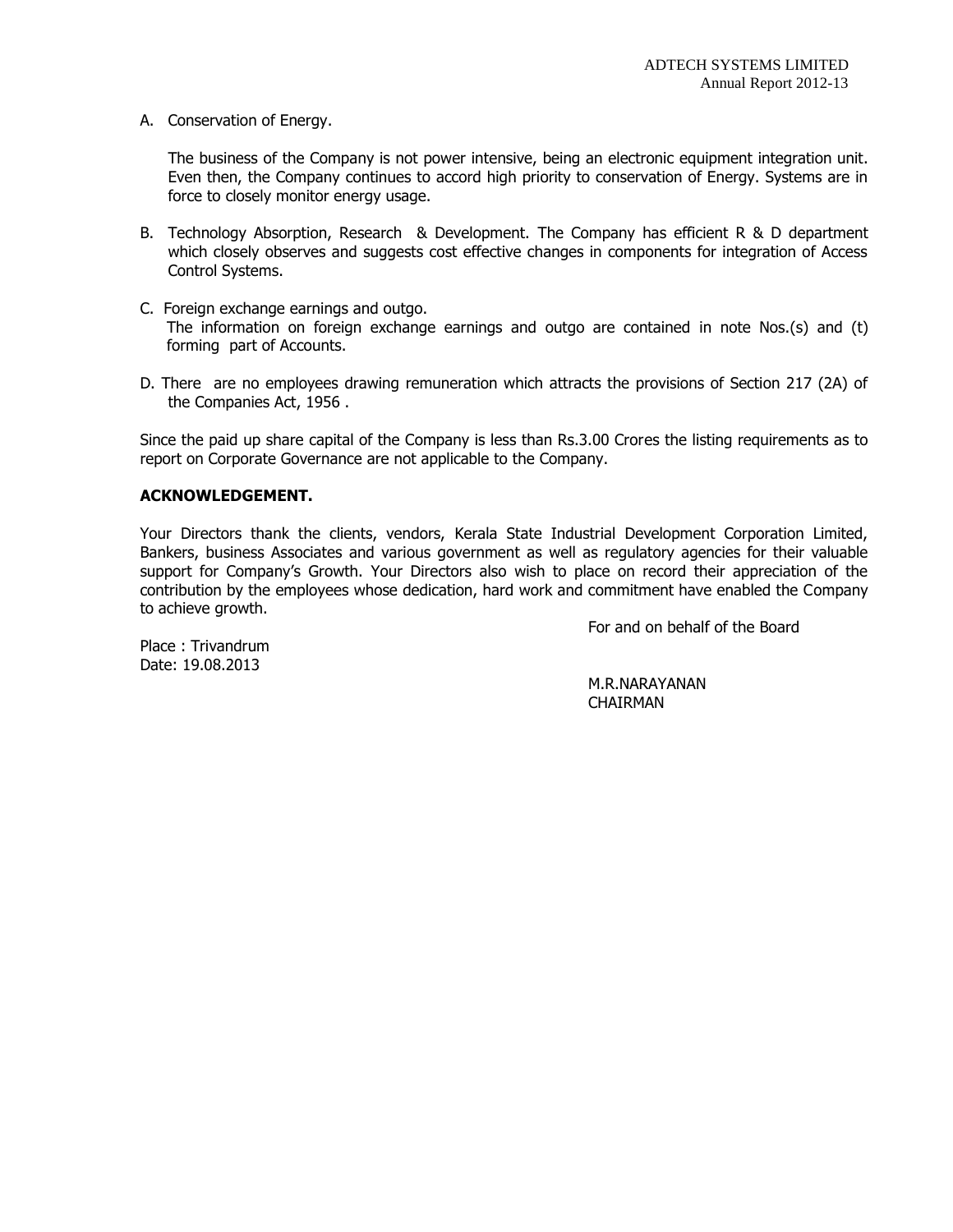A. Conservation of Energy.

   The business of the Company is not power intensive, being an electronic equipment integration unit. Even then, the Company continues to accord high priority to conservation of Energy. Systems are in force to closely monitor energy usage.

B. Technology Absorption, Research & Development. The Company has efficient R & D department which closely observes and suggests cost effective changes in components for integration of Access Control Systems.

C. Foreign exchange earnings and outgo.
   The information on foreign exchange earnings and outgo are contained in note Nos.(s) and (t) forming part of Accounts.

D. There are no employees drawing remuneration which attracts the provisions of Section 217 (2A) of the Companies Act, 1956 .

Since the paid up share capital of the Company is less than Rs.3.00 Crores the listing requirements as to report on Corporate Governance are not applicable to the Company.

**ACKNOWLEDGEMENT.**

Your Directors thank the clients, vendors, Kerala State Industrial Development Corporation Limited, Bankers, business Associates and various government as well as regulatory agencies for their valuable support for Company's Growth. Your Directors also wish to place on record their appreciation of the contribution by the employees whose dedication, hard work and commitment have enabled the Company to achieve growth.

For and on behalf of the Board

Place : Trivandrum
Date: 19.08.2013

M.R.NARAYANAN
CHAIRMAN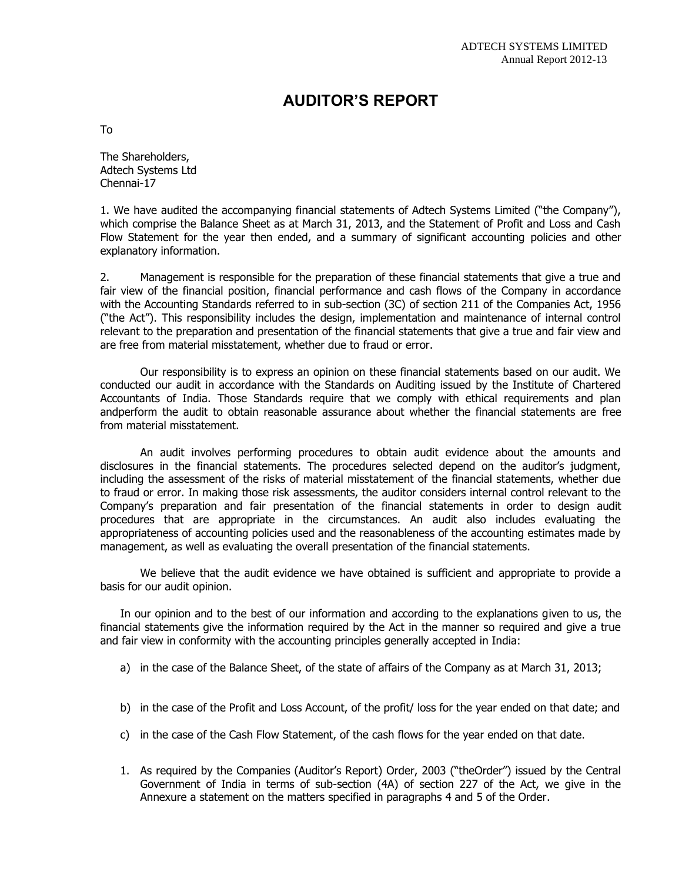# AUDITOR'S REPORT

To

The Shareholders,
Adtech Systems Ltd
Chennai-17

1. We have audited the accompanying financial statements of Adtech Systems Limited ("the Company"), which comprise the Balance Sheet as at March 31, 2013, and the Statement of Profit and Loss and Cash Flow Statement for the year then ended, and a summary of significant accounting policies and other explanatory information.

2. Management is responsible for the preparation of these financial statements that give a true and fair view of the financial position, financial performance and cash flows of the Company in accordance with the Accounting Standards referred to in sub-section (3C) of section 211 of the Companies Act, 1956 ("the Act"). This responsibility includes the design, implementation and maintenance of internal control relevant to the preparation and presentation of the financial statements that give a true and fair view and are free from material misstatement, whether due to fraud or error.

Our responsibility is to express an opinion on these financial statements based on our audit. We conducted our audit in accordance with the Standards on Auditing issued by the Institute of Chartered Accountants of India. Those Standards require that we comply with ethical requirements and plan andperform the audit to obtain reasonable assurance about whether the financial statements are free from material misstatement.

An audit involves performing procedures to obtain audit evidence about the amounts and disclosures in the financial statements. The procedures selected depend on the auditor's judgment, including the assessment of the risks of material misstatement of the financial statements, whether due to fraud or error. In making those risk assessments, the auditor considers internal control relevant to the Company's preparation and fair presentation of the financial statements in order to design audit procedures that are appropriate in the circumstances. An audit also includes evaluating the appropriateness of accounting policies used and the reasonableness of the accounting estimates made by management, as well as evaluating the overall presentation of the financial statements.

We believe that the audit evidence we have obtained is sufficient and appropriate to provide a basis for our audit opinion.

In our opinion and to the best of our information and according to the explanations given to us, the financial statements give the information required by the Act in the manner so required and give a true and fair view in conformity with the accounting principles generally accepted in India:

a) in the case of the Balance Sheet, of the state of affairs of the Company as at March 31, 2013;

b) in the case of the Profit and Loss Account, of the profit/ loss for the year ended on that date; and

c) in the case of the Cash Flow Statement, of the cash flows for the year ended on that date.

1. As required by the Companies (Auditor's Report) Order, 2003 ("theOrder") issued by the Central Government of India in terms of sub-section (4A) of section 227 of the Act, we give in the Annexure a statement on the matters specified in paragraphs 4 and 5 of the Order.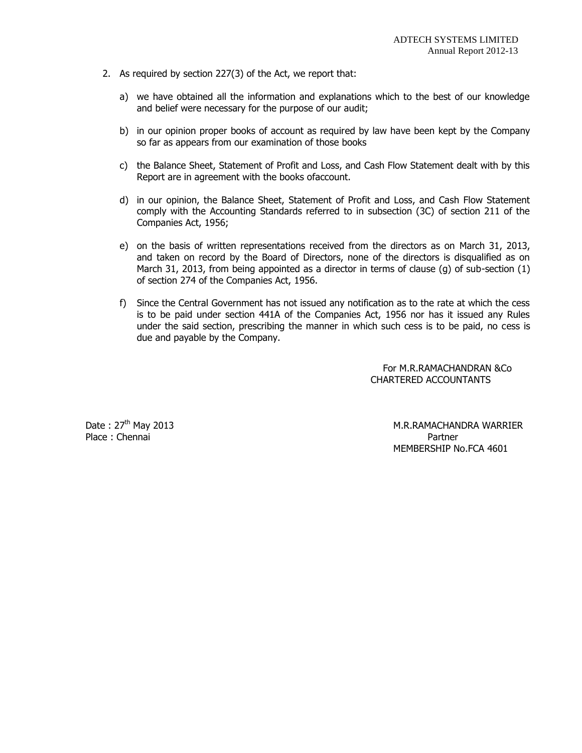2. As required by section 227(3) of the Act, we report that:

   a) we have obtained all the information and explanations which to the best of our knowledge and belief were necessary for the purpose of our audit;

   b) in our opinion proper books of account as required by law have been kept by the Company so far as appears from our examination of those books

   c) the Balance Sheet, Statement of Profit and Loss, and Cash Flow Statement dealt with by this Report are in agreement with the books ofaccount.

   d) in our opinion, the Balance Sheet, Statement of Profit and Loss, and Cash Flow Statement comply with the Accounting Standards referred to in subsection (3C) of section 211 of the Companies Act, 1956;

   e) on the basis of written representations received from the directors as on March 31, 2013, and taken on record by the Board of Directors, none of the directors is disqualified as on March 31, 2013, from being appointed as a director in terms of clause (g) of sub-section (1) of section 274 of the Companies Act, 1956.

   f) Since the Central Government has not issued any notification as to the rate at which the cess is to be paid under section 441A of the Companies Act, 1956 nor has it issued any Rules under the said section, prescribing the manner in which such cess is to be paid, no cess is due and payable by the Company.

For M.R.RAMACHANDRAN &Co
CHARTERED ACCOUNTANTS

Date : 27th May 2013
Place : Chennai

M.R.RAMACHANDRA WARRIER
Partner
MEMBERSHIP No.FCA 4601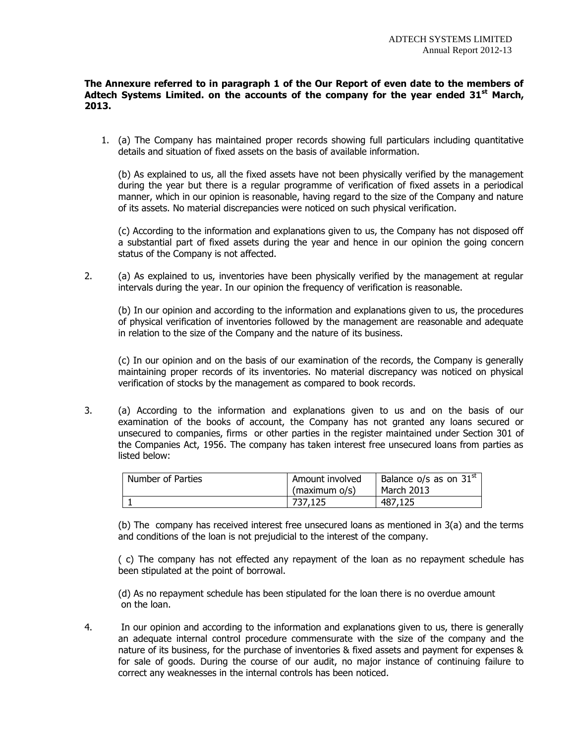**The Annexure referred to in paragraph 1 of the Our Report of even date to the members of Adtech Systems Limited. on the accounts of the company for the year ended 31st March, 2013.**

1. (a) The Company has maintained proper records showing full particulars including quantitative details and situation of fixed assets on the basis of available information.

   (b) As explained to us, all the fixed assets have not been physically verified by the management during the year but there is a regular programme of verification of fixed assets in a periodical manner, which in our opinion is reasonable, having regard to the size of the Company and nature of its assets. No material discrepancies were noticed on such physical verification.

   (c) According to the information and explanations given to us, the Company has not disposed off a substantial part of fixed assets during the year and hence in our opinion the going concern status of the Company is not affected.

2. (a) As explained to us, inventories have been physically verified by the management at regular intervals during the year. In our opinion the frequency of verification is reasonable.

   (b) In our opinion and according to the information and explanations given to us, the procedures of physical verification of inventories followed by the management are reasonable and adequate in relation to the size of the Company and the nature of its business.

   (c) In our opinion and on the basis of our examination of the records, the Company is generally maintaining proper records of its inventories. No material discrepancy was noticed on physical verification of stocks by the management as compared to book records.

3. (a) According to the information and explanations given to us and on the basis of our examination of the books of account, the Company has not granted any loans secured or unsecured to companies, firms or other parties in the register maintained under Section 301 of the Companies Act, 1956. The company has taken interest free unsecured loans from parties as listed below:

| Number of Parties | Amount involved (maximum o/s) | Balance o/s as on 31st March 2013 |
|---|---|---|
| 1 | 737,125 | 487,125 |

   (b) The company has received interest free unsecured loans as mentioned in 3(a) and the terms and conditions of the loan is not prejudicial to the interest of the company.

   ( c) The company has not effected any repayment of the loan as no repayment schedule has been stipulated at the point of borrowal.

   (d) As no repayment schedule has been stipulated for the loan there is no overdue amount on the loan.

4. In our opinion and according to the information and explanations given to us, there is generally an adequate internal control procedure commensurate with the size of the company and the nature of its business, for the purchase of inventories & fixed assets and payment for expenses & for sale of goods. During the course of our audit, no major instance of continuing failure to correct any weaknesses in the internal controls has been noticed.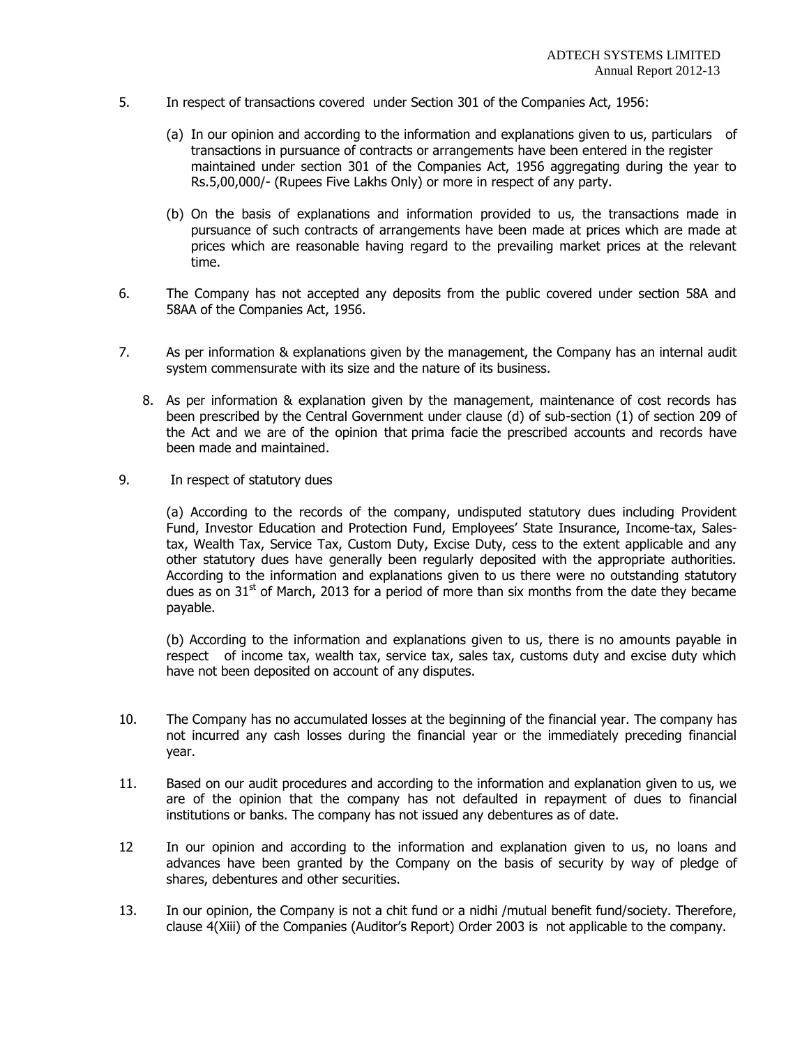5. In respect of transactions covered under Section 301 of the Companies Act, 1956:

   (a) In our opinion and according to the information and explanations given to us, particulars of transactions in pursuance of contracts or arrangements have been entered in the register maintained under section 301 of the Companies Act, 1956 aggregating during the year to Rs.5,00,000/- (Rupees Five Lakhs Only) or more in respect of any party.

   (b) On the basis of explanations and information provided to us, the transactions made in pursuance of such contracts of arrangements have been made at prices which are made at prices which are reasonable having regard to the prevailing market prices at the relevant time.

6. The Company has not accepted any deposits from the public covered under section 58A and 58AA of the Companies Act, 1956.

7. As per information & explanations given by the management, the Company has an internal audit system commensurate with its size and the nature of its business.

8. As per information & explanation given by the management, maintenance of cost records has been prescribed by the Central Government under clause (d) of sub-section (1) of section 209 of the Act and we are of the opinion that prima facie the prescribed accounts and records have been made and maintained.

9. In respect of statutory dues

   (a) According to the records of the company, undisputed statutory dues including Provident Fund, Investor Education and Protection Fund, Employees' State Insurance, Income-tax, Sales-tax, Wealth Tax, Service Tax, Custom Duty, Excise Duty, cess to the extent applicable and any other statutory dues have generally been regularly deposited with the appropriate authorities. According to the information and explanations given to us there were no outstanding statutory dues as on 31st of March, 2013 for a period of more than six months from the date they became payable.

   (b) According to the information and explanations given to us, there is no amounts payable in respect of income tax, wealth tax, service tax, sales tax, customs duty and excise duty which have not been deposited on account of any disputes.

10. The Company has no accumulated losses at the beginning of the financial year. The company has not incurred any cash losses during the financial year or the immediately preceding financial year.

11. Based on our audit procedures and according to the information and explanation given to us, we are of the opinion that the company has not defaulted in repayment of dues to financial institutions or banks. The company has not issued any debentures as of date.

12. In our opinion and according to the information and explanation given to us, no loans and advances have been granted by the Company on the basis of security by way of pledge of shares, debentures and other securities.

13. In our opinion, the Company is not a chit fund or a nidhi /mutual benefit fund/society. Therefore, clause 4(Xiii) of the Companies (Auditor's Report) Order 2003 is not applicable to the company.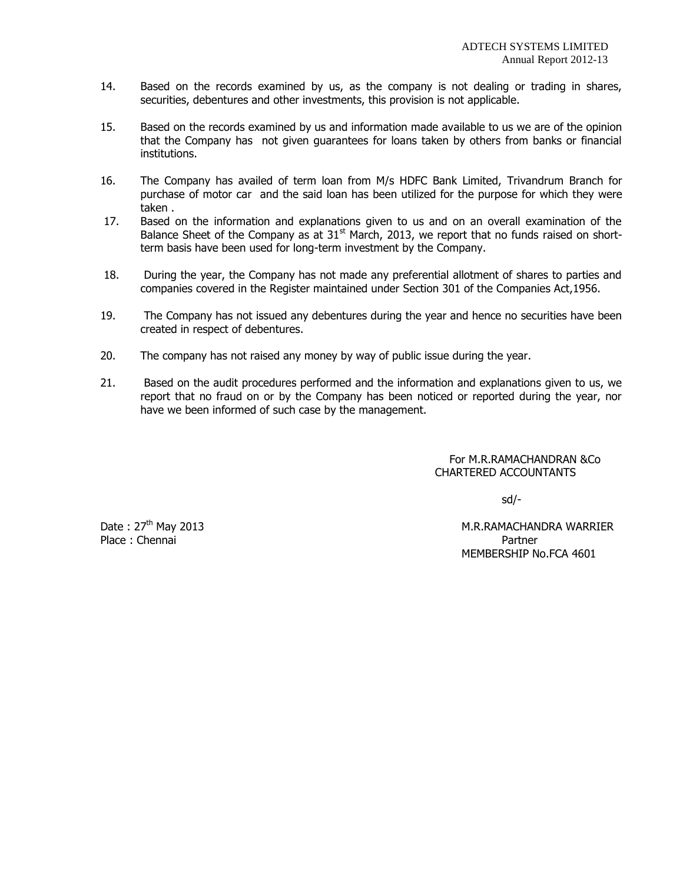14. Based on the records examined by us, as the company is not dealing or trading in shares, securities, debentures and other investments, this provision is not applicable.

15. Based on the records examined by us and information made available to us we are of the opinion that the Company has not given guarantees for loans taken by others from banks or financial institutions.

16. The Company has availed of term loan from M/s HDFC Bank Limited, Trivandrum Branch for purchase of motor car and the said loan has been utilized for the purpose for which they were taken .

17. Based on the information and explanations given to us and on an overall examination of the Balance Sheet of the Company as at 31st March, 2013, we report that no funds raised on short-term basis have been used for long-term investment by the Company.

18. During the year, the Company has not made any preferential allotment of shares to parties and companies covered in the Register maintained under Section 301 of the Companies Act,1956.

19. The Company has not issued any debentures during the year and hence no securities have been created in respect of debentures.

20. The company has not raised any money by way of public issue during the year.

21. Based on the audit procedures performed and the information and explanations given to us, we report that no fraud on or by the Company has been noticed or reported during the year, nor have we been informed of such case by the management.

For M.R.RAMACHANDRAN &Co
CHARTERED ACCOUNTANTS

sd/-

Date : 27th May 2013
Place : Chennai

M.R.RAMACHANDRA WARRIER
Partner
MEMBERSHIP No.FCA 4601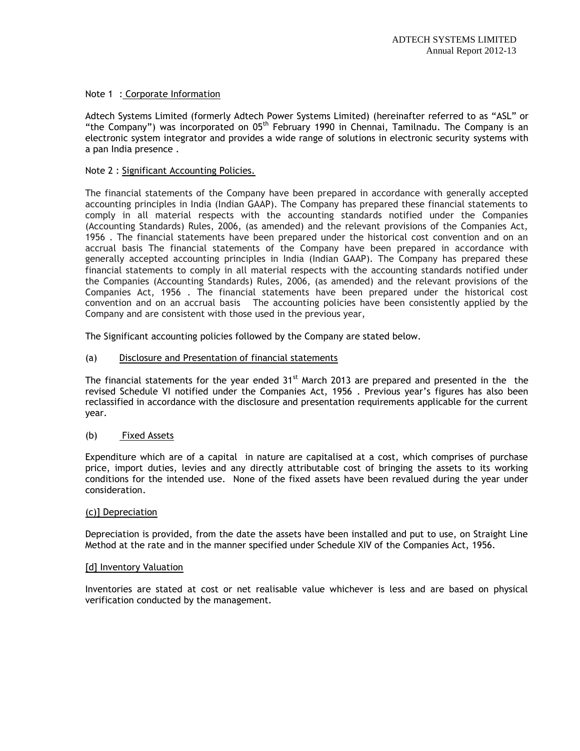Note 1 : Corporate Information

Adtech Systems Limited (formerly Adtech Power Systems Limited) (hereinafter referred to as "ASL" or "the Company") was incorporated on 05th February 1990 in Chennai, Tamilnadu. The Company is an electronic system integrator and provides a wide range of solutions in electronic security systems with a pan India presence .

Note 2 : Significant Accounting Policies.

The financial statements of the Company have been prepared in accordance with generally accepted accounting principles in India (Indian GAAP). The Company has prepared these financial statements to comply in all material respects with the accounting standards notified under the Companies (Accounting Standards) Rules, 2006, (as amended) and the relevant provisions of the Companies Act, 1956 . The financial statements have been prepared under the historical cost convention and on an accrual basis The financial statements of the Company have been prepared in accordance with generally accepted accounting principles in India (Indian GAAP). The Company has prepared these financial statements to comply in all material respects with the accounting standards notified under the Companies (Accounting Standards) Rules, 2006, (as amended) and the relevant provisions of the Companies Act, 1956 . The financial statements have been prepared under the historical cost convention and on an accrual basis The accounting policies have been consistently applied by the Company and are consistent with those used in the previous year,

The Significant accounting policies followed by the Company are stated below.

(a) Disclosure and Presentation of financial statements

The financial statements for the year ended 31st March 2013 are prepared and presented in the the revised Schedule VI notified under the Companies Act, 1956 . Previous year's figures has also been reclassified in accordance with the disclosure and presentation requirements applicable for the current year.

(b) Fixed Assets

Expenditure which are of a capital in nature are capitalised at a cost, which comprises of purchase price, import duties, levies and any directly attributable cost of bringing the assets to its working conditions for the intended use. None of the fixed assets have been revalued during the year under consideration.

(c)] Depreciation

Depreciation is provided, from the date the assets have been installed and put to use, on Straight Line Method at the rate and in the manner specified under Schedule XIV of the Companies Act, 1956.

[d] Inventory Valuation

Inventories are stated at cost or net realisable value whichever is less and are based on physical verification conducted by the management.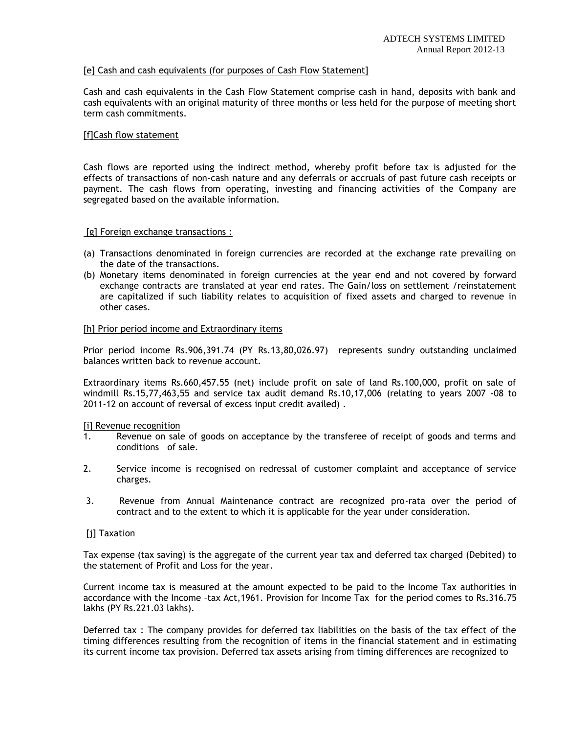[e] Cash and cash equivalents (for purposes of Cash Flow Statement]

Cash and cash equivalents in the Cash Flow Statement comprise cash in hand, deposits with bank and cash equivalents with an original maturity of three months or less held for the purpose of meeting short term cash commitments.

[f]Cash flow statement

Cash flows are reported using the indirect method, whereby profit before tax is adjusted for the effects of transactions of non-cash nature and any deferrals or accruals of past future cash receipts or payment. The cash flows from operating, investing and financing activities of the Company are segregated based on the available information.

[g] Foreign exchange transactions :

(a) Transactions denominated in foreign currencies are recorded at the exchange rate prevailing on the date of the transactions.
(b) Monetary items denominated in foreign currencies at the year end and not covered by forward exchange contracts are translated at year end rates. The Gain/loss on settlement /reinstatement are capitalized if such liability relates to acquisition of fixed assets and charged to revenue in other cases.

[h] Prior period income and Extraordinary items

Prior period income Rs.906,391.74 (PY Rs.13,80,026.97) represents sundry outstanding unclaimed balances written back to revenue account.

Extraordinary items Rs.660,457.55 (net) include profit on sale of land Rs.100,000, profit on sale of windmill Rs.15,77,463,55 and service tax audit demand Rs.10,17,006 (relating to years 2007 -08 to 2011-12 on account of reversal of excess input credit availed) .

[i] Revenue recognition

1. Revenue on sale of goods on acceptance by the transferee of receipt of goods and terms and conditions of sale.

2. Service income is recognised on redressal of customer complaint and acceptance of service charges.

3. Revenue from Annual Maintenance contract are recognized pro-rata over the period of contract and to the extent to which it is applicable for the year under consideration.

[j] Taxation

Tax expense (tax saving) is the aggregate of the current year tax and deferred tax charged (Debited) to the statement of Profit and Loss for the year.

Current income tax is measured at the amount expected to be paid to the Income Tax authorities in accordance with the Income –tax Act,1961. Provision for Income Tax for the period comes to Rs.316.75 lakhs (PY Rs.221.03 lakhs).

Deferred tax : The company provides for deferred tax liabilities on the basis of the tax effect of the timing differences resulting from the recognition of items in the financial statement and in estimating its current income tax provision. Deferred tax assets arising from timing differences are recognized to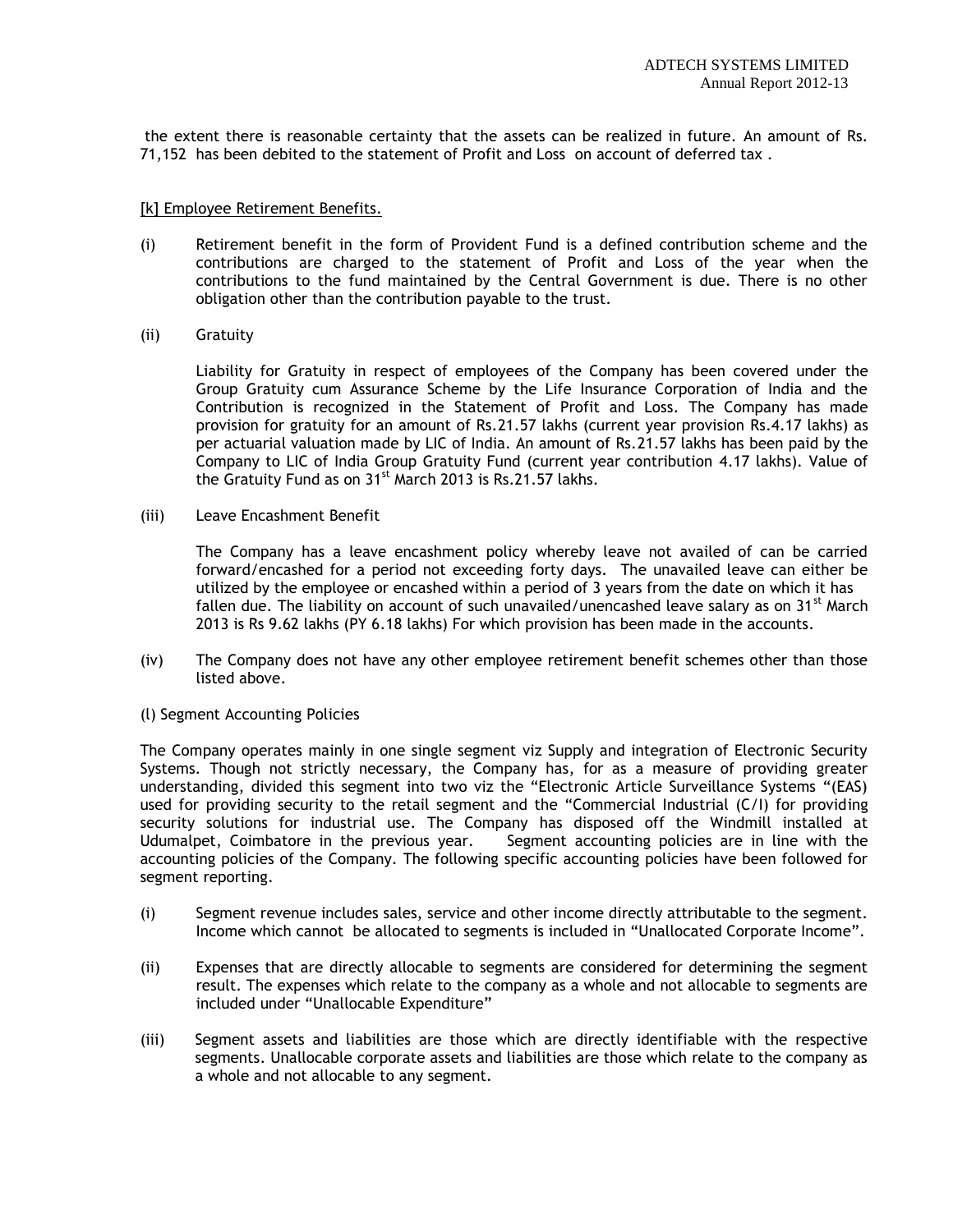the extent there is reasonable certainty that the assets can be realized in future. An amount of Rs. 71,152 has been debited to the statement of Profit and Loss on account of deferred tax .

[k] Employee Retirement Benefits.

(i) Retirement benefit in the form of Provident Fund is a defined contribution scheme and the contributions are charged to the statement of Profit and Loss of the year when the contributions to the fund maintained by the Central Government is due. There is no other obligation other than the contribution payable to the trust.

(ii) Gratuity

Liability for Gratuity in respect of employees of the Company has been covered under the Group Gratuity cum Assurance Scheme by the Life Insurance Corporation of India and the Contribution is recognized in the Statement of Profit and Loss. The Company has made provision for gratuity for an amount of Rs.21.57 lakhs (current year provision Rs.4.17 lakhs) as per actuarial valuation made by LIC of India. An amount of Rs.21.57 lakhs has been paid by the Company to LIC of India Group Gratuity Fund (current year contribution 4.17 lakhs). Value of the Gratuity Fund as on 31st March 2013 is Rs.21.57 lakhs.

(iii) Leave Encashment Benefit

The Company has a leave encashment policy whereby leave not availed of can be carried forward/encashed for a period not exceeding forty days. The unavailed leave can either be utilized by the employee or encashed within a period of 3 years from the date on which it has fallen due. The liability on account of such unavailed/unencashed leave salary as on 31st March 2013 is Rs 9.62 lakhs (PY 6.18 lakhs) For which provision has been made in the accounts.

(iv) The Company does not have any other employee retirement benefit schemes other than those listed above.

(l) Segment Accounting Policies

The Company operates mainly in one single segment viz Supply and integration of Electronic Security Systems. Though not strictly necessary, the Company has, for as a measure of providing greater understanding, divided this segment into two viz the "Electronic Article Surveillance Systems "(EAS) used for providing security to the retail segment and the "Commercial Industrial (C/I) for providing security solutions for industrial use. The Company has disposed off the Windmill installed at Udumalpet, Coimbatore in the previous year. Segment accounting policies are in line with the accounting policies of the Company. The following specific accounting policies have been followed for segment reporting.

(i) Segment revenue includes sales, service and other income directly attributable to the segment. Income which cannot be allocated to segments is included in "Unallocated Corporate Income".

(ii) Expenses that are directly allocable to segments are considered for determining the segment result. The expenses which relate to the company as a whole and not allocable to segments are included under "Unallocable Expenditure"

(iii) Segment assets and liabilities are those which are directly identifiable with the respective segments. Unallocable corporate assets and liabilities are those which relate to the company as a whole and not allocable to any segment.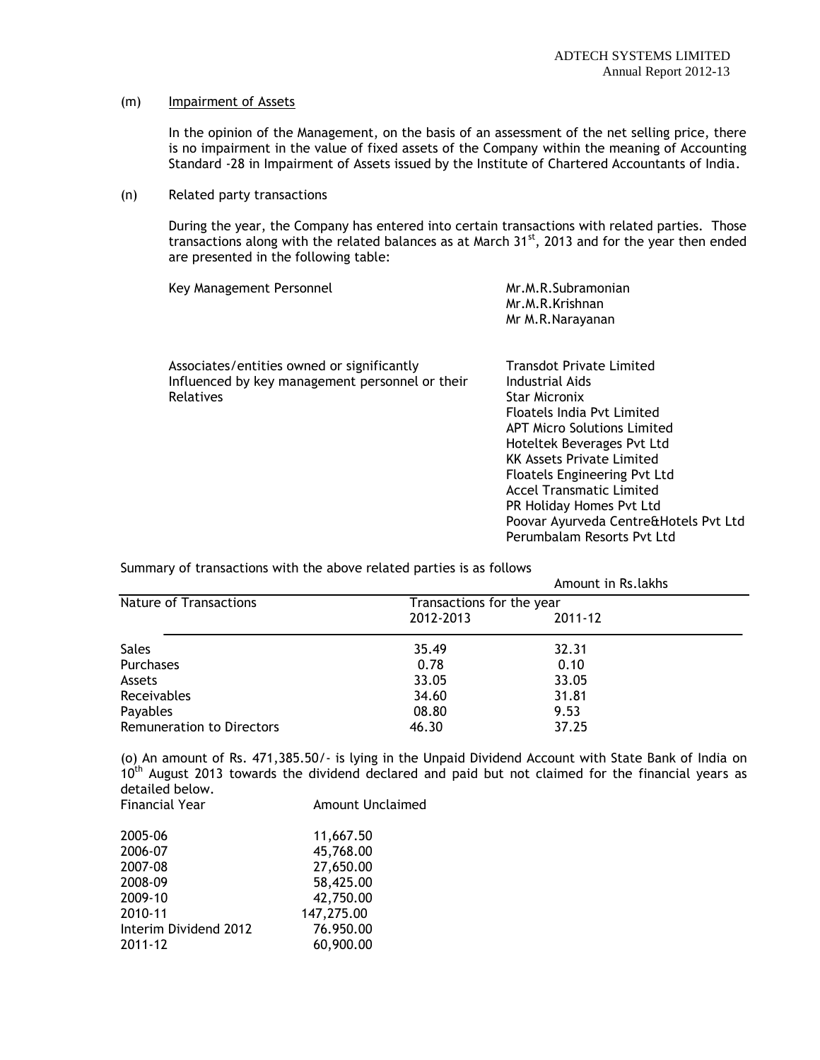(m) Impairment of Assets

In the opinion of the Management, on the basis of an assessment of the net selling price, there is no impairment in the value of fixed assets of the Company within the meaning of Accounting Standard -28 in Impairment of Assets issued by the Institute of Chartered Accountants of India.

(n) Related party transactions

During the year, the Company has entered into certain transactions with related parties. Those transactions along with the related balances as at March 31st, 2013 and for the year then ended are presented in the following table:

| | |
|---|---|
| Key Management Personnel | Mr.M.R.Subramonian<br>Mr.M.R.Krishnan<br>Mr M.R.Narayanan |
| Associates/entities owned or significantly Influenced by key management personnel or their Relatives | Transdot Private Limited<br>Industrial Aids<br>Star Micronix<br>Floatels India Pvt Limited<br>APT Micro Solutions Limited<br>Hoteltek Beverages Pvt Ltd<br>KK Assets Private Limited<br>Floatels Engineering Pvt Ltd<br>Accel Transmatic Limited<br>PR Holiday Homes Pvt Ltd<br>Poovar Ayurveda Centre&Hotels Pvt Ltd<br>Perumbalam Resorts Pvt Ltd |

Summary of transactions with the above related parties is as follows

Amount in Rs.lakhs

| Nature of Transactions | Transactions for the year | |
|---|---|---|
| | 2012-2013 | 2011-12 |
| Sales | 35.49 | 32.31 |
| Purchases | 0.78 | 0.10 |
| Assets | 33.05 | 33.05 |
| Receivables | 34.60 | 31.81 |
| Payables | 08.80 | 9.53 |
| Remuneration to Directors | 46.30 | 37.25 |

(o) An amount of Rs. 471,385.50/- is lying in the Unpaid Dividend Account with State Bank of India on 10th August 2013 towards the dividend declared and paid but not claimed for the financial years as detailed below.

| Financial Year | Amount Unclaimed |
|---|---|
| 2005-06 | 11,667.50 |
| 2006-07 | 45,768.00 |
| 2007-08 | 27,650.00 |
| 2008-09 | 58,425.00 |
| 2009-10 | 42,750.00 |
| 2010-11 | 147,275.00 |
| Interim Dividend 2012 | 76.950.00 |
| 2011-12 | 60,900.00 |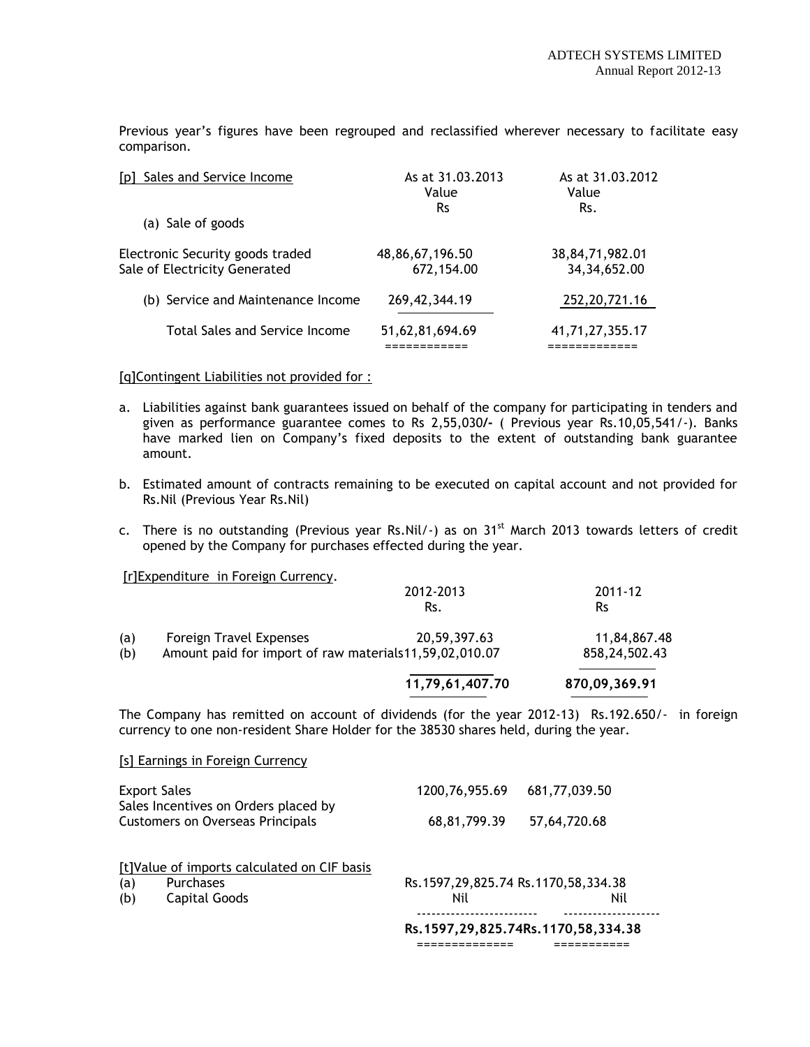Previous year's figures have been regrouped and reclassified wherever necessary to facilitate easy comparison.

| [p] Sales and Service Income | As at 31.03.2013 Value Rs | As at 31.03.2012 Value Rs. |
|---|---|---|
| (a) Sale of goods | | |
| Electronic Security goods traded | 48,86,67,196.50 | 38,84,71,982.01 |
| Sale of Electricity Generated | 672,154.00 | 34,34,652.00 |
| (b) Service and Maintenance Income | 269,42,344.19 | 252,20,721.16 |
| Total Sales and Service Income | 51,62,81,694.69 | 41,71,27,355.17 |

[q]Contingent Liabilities not provided for :

a. Liabilities against bank guarantees issued on behalf of the company for participating in tenders and given as performance guarantee comes to Rs 2,55,030/- ( Previous year Rs.10,05,541/-). Banks have marked lien on Company's fixed deposits to the extent of outstanding bank guarantee amount.

b. Estimated amount of contracts remaining to be executed on capital account and not provided for Rs.Nil (Previous Year Rs.Nil)

c. There is no outstanding (Previous year Rs.Nil/-) as on 31st March 2013 towards letters of credit opened by the Company for purchases effected during the year.

[r]Expenditure in Foreign Currency.

| | | 2012-2013 Rs. | 2011-12 Rs |
|---|---|---|---|
| (a) | Foreign Travel Expenses | 20,59,397.63 | 11,84,867.48 |
| (b) | Amount paid for import of raw materials | 11,59,02,010.07 | 858,24,502.43 |
| | | **11,79,61,407.70** | **870,09,369.91** |

The Company has remitted on account of dividends (for the year 2012-13) Rs.192.650/- in foreign currency to one non-resident Share Holder for the 38530 shares held, during the year.

[s] Earnings in Foreign Currency

| | | |
|---|---|---|
| Export Sales | 1200,76,955.69 | 681,77,039.50 |
| Sales Incentives on Orders placed by Customers on Overseas Principals | 68,81,799.39 | 57,64,720.68 |

[t]Value of imports calculated on CIF basis

| | | | |
|---|---|---|---|
| (a) | Purchases | Rs.1597,29,825.74 | Rs.1170,58,334.38 |
| (b) | Capital Goods | Nil | Nil |
| | | **Rs.1597,29,825.74** | **Rs.1170,58,334.38** |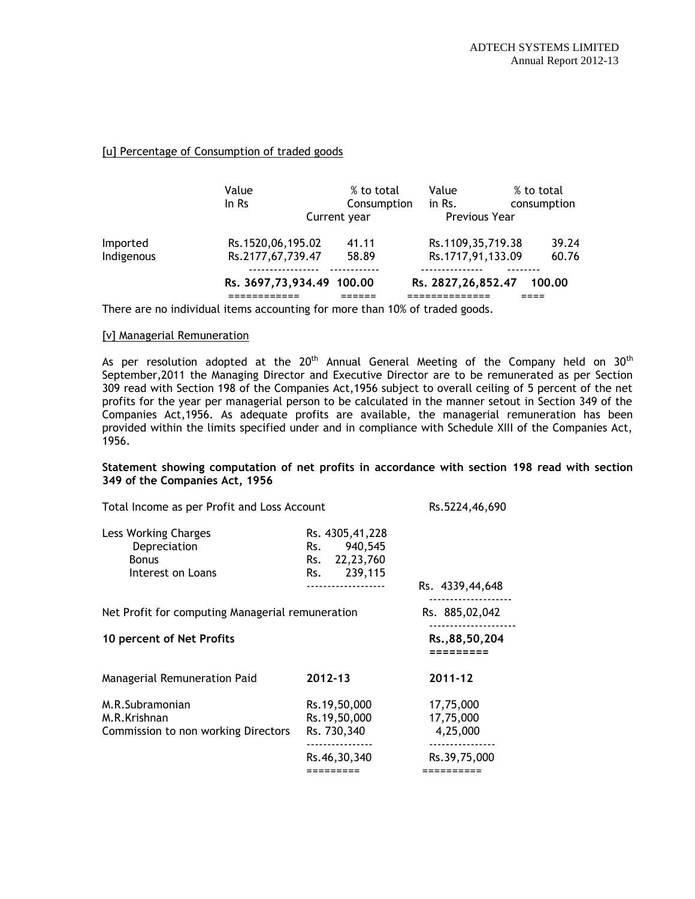[u] Percentage of Consumption of traded goods

| | Value In Rs | % to total Consumption | Value in Rs. | % to total consumption |
|---|---|---|---|---|
| | Current year | | Previous Year | |
| Imported | Rs.1520,06,195.02 | 41.11 | Rs.1109,35,719.38 | 39.24 |
| Indigenous | Rs.2177,67,739.47 | 58.89 | Rs.1717,91,133.09 | 60.76 |
| | **Rs. 3697,73,934.49** | **100.00** | **Rs. 2827,26,852.47** | **100.00** |

There are no individual items accounting for more than 10% of traded goods.

[v] Managerial Remuneration

As per resolution adopted at the 20th Annual General Meeting of the Company held on 30th September,2011 the Managing Director and Executive Director are to be remunerated as per Section 309 read with Section 198 of the Companies Act,1956 subject to overall ceiling of 5 percent of the net profits for the year per managerial person to be calculated in the manner setout in Section 349 of the Companies Act,1956. As adequate profits are available, the managerial remuneration has been provided within the limits specified under and in compliance with Schedule XIII of the Companies Act, 1956.

**Statement showing computation of net profits in accordance with section 198 read with section 349 of the Companies Act, 1956**

| | | |
|---|---|---|
| Total Income as per Profit and Loss Account | | Rs.5224,46,690 |
| Less Working Charges | Rs. 4305,41,228 | |
| Depreciation | Rs. 940,545 | |
| Bonus | Rs. 22,23,760 | |
| Interest on Loans | Rs. 239,115 | |
| | | Rs. 4339,44,648 |
| Net Profit for computing Managerial remuneration | | Rs. 885,02,042 |
| **10 percent of Net Profits** | | **Rs.,88,50,204** |

| Managerial Remuneration Paid | 2012-13 | 2011-12 |
|---|---|---|
| M.R.Subramonian | Rs.19,50,000 | 17,75,000 |
| M.R.Krishnan | Rs.19,50,000 | 17,75,000 |
| Commission to non working Directors | Rs. 730,340 | 4,25,000 |
| | Rs.46,30,340 | Rs.39,75,000 |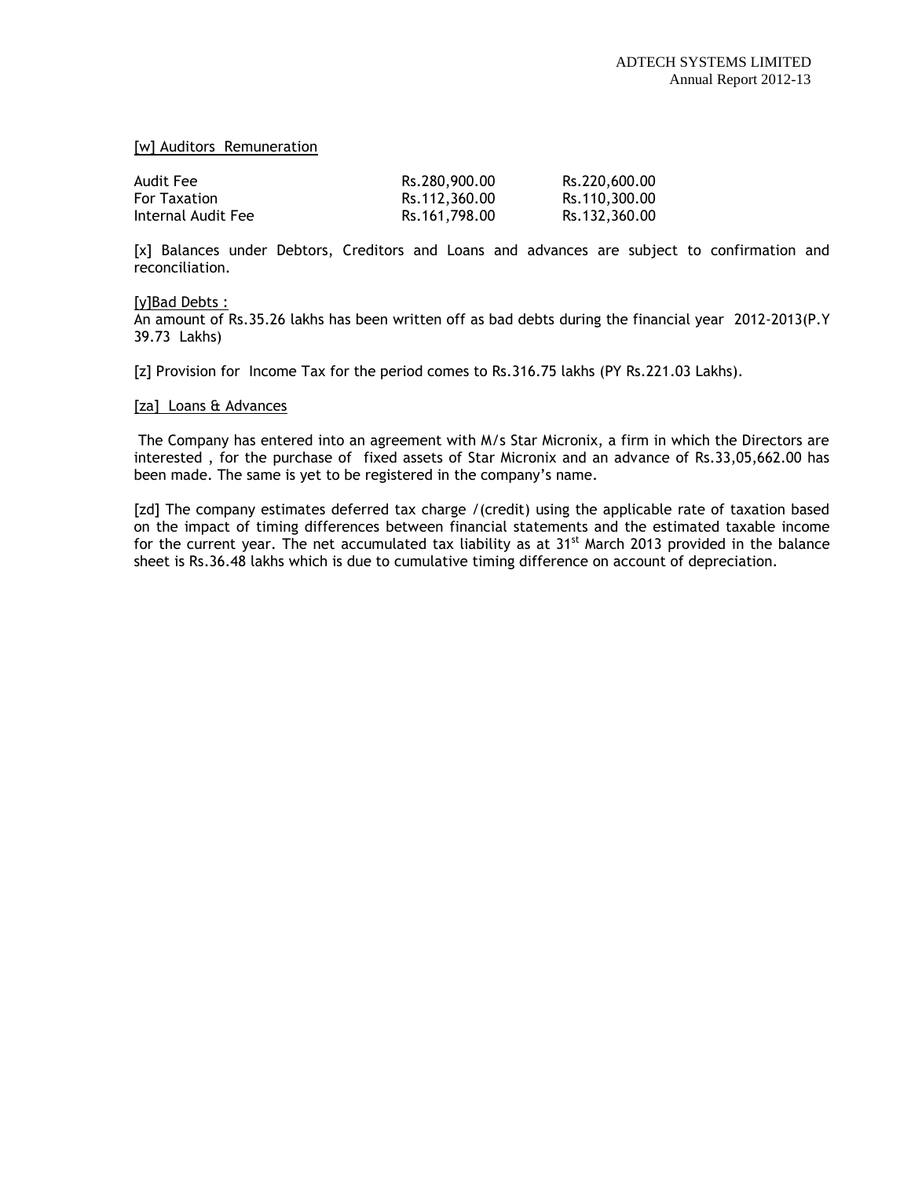[w] Auditors Remuneration

| | | |
|---|---|---|
| Audit Fee | Rs.280,900.00 | Rs.220,600.00 |
| For Taxation | Rs.112,360.00 | Rs.110,300.00 |
| Internal Audit Fee | Rs.161,798.00 | Rs.132,360.00 |

[x] Balances under Debtors, Creditors and Loans and advances are subject to confirmation and reconciliation.

[y]Bad Debts :
An amount of Rs.35.26 lakhs has been written off as bad debts during the financial year 2012-2013(P.Y 39.73 Lakhs)

[z] Provision for Income Tax for the period comes to Rs.316.75 lakhs (PY Rs.221.03 Lakhs).

[za] Loans & Advances

The Company has entered into an agreement with M/s Star Micronix, a firm in which the Directors are interested , for the purchase of fixed assets of Star Micronix and an advance of Rs.33,05,662.00 has been made. The same is yet to be registered in the company's name.

[zd] The company estimates deferred tax charge /(credit) using the applicable rate of taxation based on the impact of timing differences between financial statements and the estimated taxable income for the current year. The net accumulated tax liability as at 31st March 2013 provided in the balance sheet is Rs.36.48 lakhs which is due to cumulative timing difference on account of depreciation.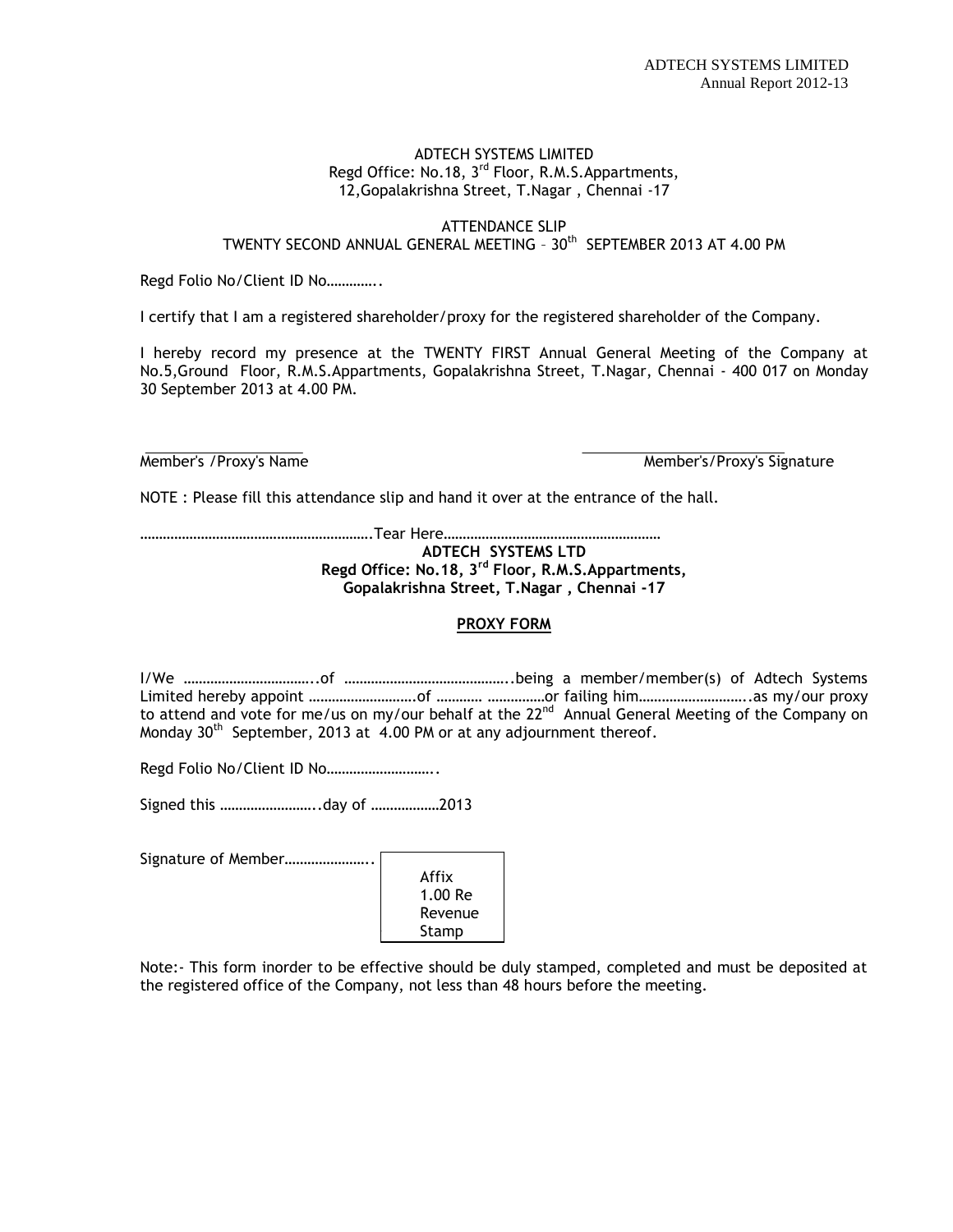ADTECH SYSTEMS LIMITED
Regd Office: No.18, 3rd Floor, R.M.S.Appartments,
12,Gopalakrishna Street, T.Nagar , Chennai -17

ATTENDANCE SLIP
TWENTY SECOND ANNUAL GENERAL MEETING – 30th SEPTEMBER 2013 AT 4.00 PM

Regd Folio No/Client ID No…………..

I certify that I am a registered shareholder/proxy for the registered shareholder of the Company.

I hereby record my presence at the TWENTY FIRST Annual General Meeting of the Company at No.5,Ground Floor, R.M.S.Appartments, Gopalakrishna Street, T.Nagar, Chennai - 400 017 on Monday 30 September 2013 at 4.00 PM.

Member's /Proxy's Name                                                                 Member's/Proxy's Signature

NOTE : Please fill this attendance slip and hand it over at the entrance of the hall.

…………………………………………………….Tear Here…………………………………………………

**ADTECH SYSTEMS LTD**
**Regd Office: No.18, 3rd Floor, R.M.S.Appartments,**
**Gopalakrishna Street, T.Nagar , Chennai -17**

**PROXY FORM**

I/We ……………………………..of ……………………………………..being a member/member(s) of Adtech Systems Limited hereby appoint ……………………….of ………… ……………or failing him………………………..as my/our proxy to attend and vote for me/us on my/our behalf at the 22nd Annual General Meeting of the Company on Monday 30th September, 2013 at 4.00 PM or at any adjournment thereof.

Regd Folio No/Client ID No………………………..

Signed this ……………………..day of ………………2013

Signature of Member…………………..

Affix
1.00 Re
Revenue
Stamp

Note:- This form inorder to be effective should be duly stamped, completed and must be deposited at the registered office of the Company, not less than 48 hours before the meeting.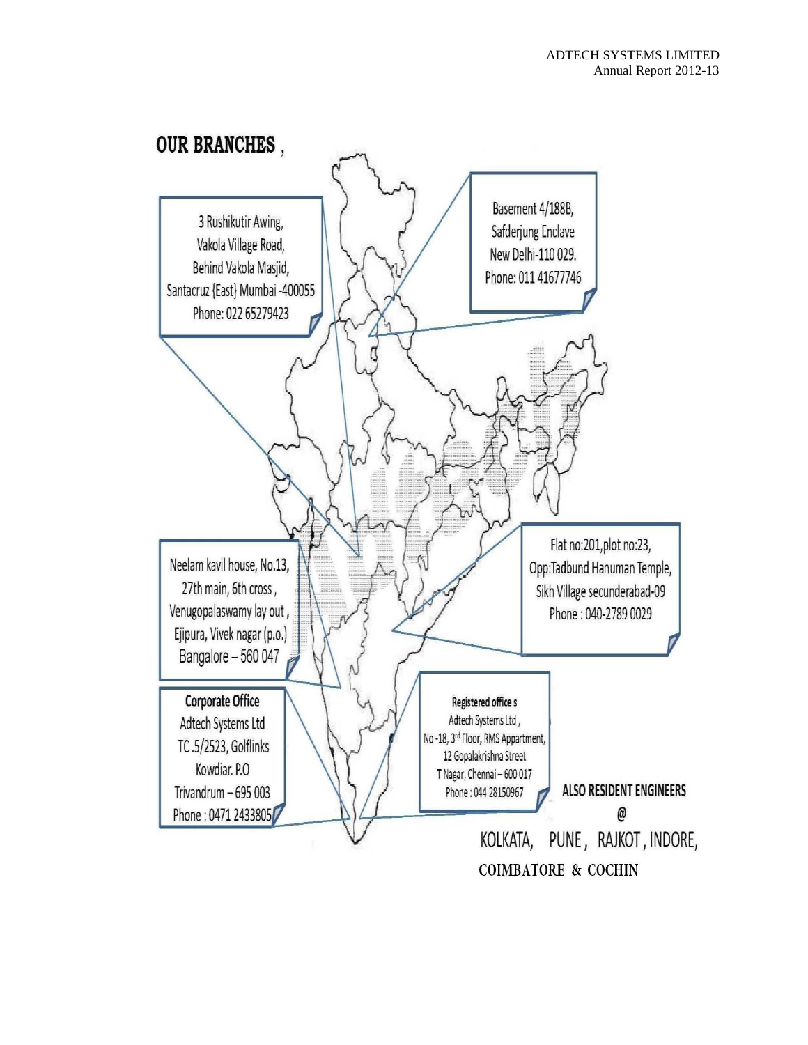# OUR BRANCHES ,

3 Rushikutir Awing,
Vakola Village Road,
Behind Vakola Masjid,
Santacruz {East} Mumbai -400055
Phone: 022 65279423

Basement 4/188B,
Safderjung Enclave
New Delhi-110 029.
Phone: 011 41677746

Neelam kavil house, No.13,
27th main, 6th cross ,
Venugopalaswamy lay out ,
Ejipura, Vivek nagar (p.o.)
Bangalore – 560 047

Flat no:201,plot no:23,
Opp:Tadbund Hanuman Temple,
Sikh Village secunderabad-09
Phone : 040-2789 0029

**Corporate Office**
Adtech Systems Ltd
TC .5/2523, Golflinks
Kowdiar. P.O
Trivandrum – 695 003
Phone : 0471 2433805

**Registered office s**
Adtech Systems Ltd ,
No -18, 3rd Floor, RMS Appartment,
12 Gopalakrishna Street
T Nagar, Chennai – 600 017
Phone : 044 28150967

**ALSO RESIDENT ENGINEERS**
@
KOLKATA, PUNE , RAJKOT , INDORE,
COIMBATORE & COCHIN